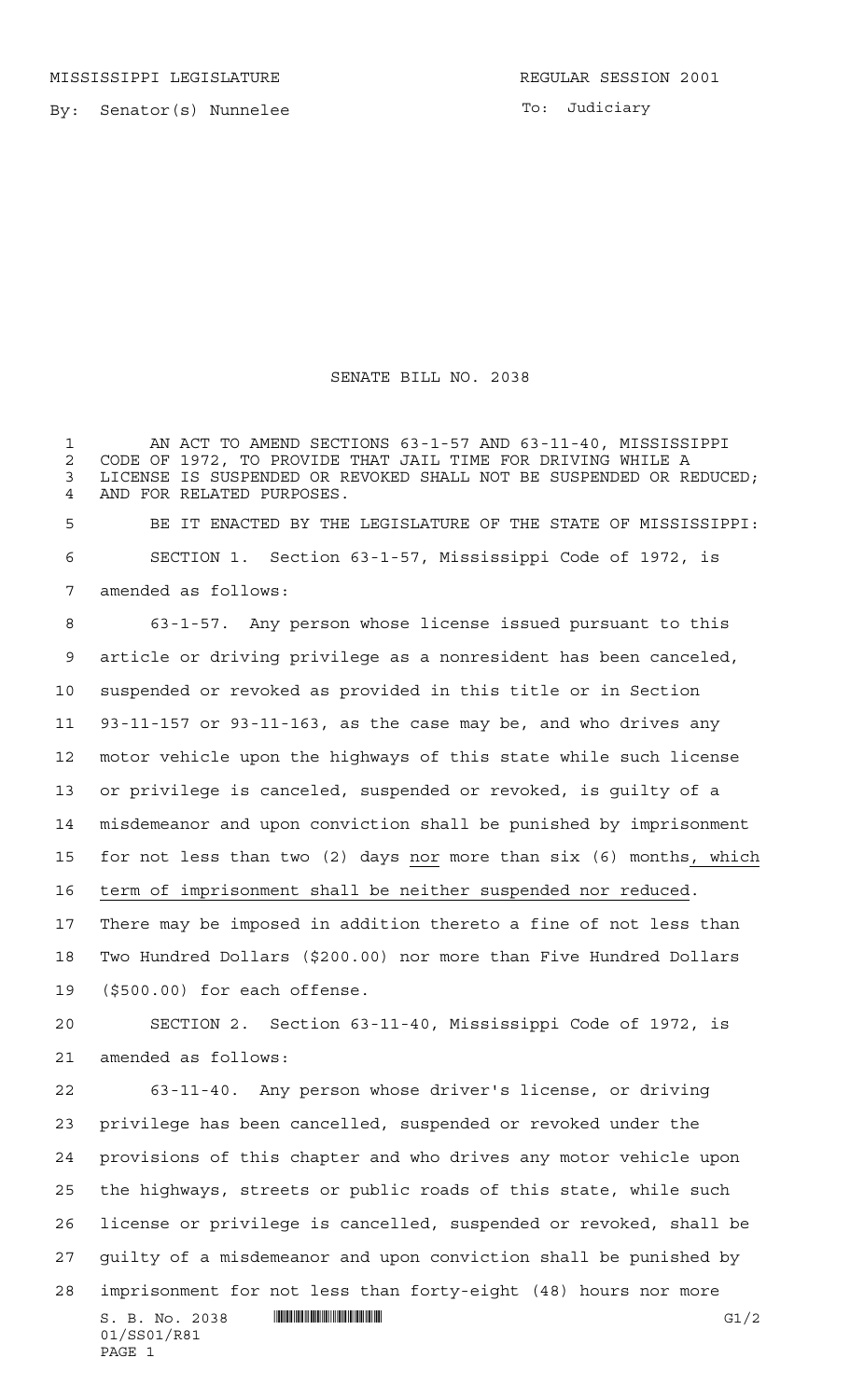MISSISSIPPI LEGISLATURE REGULAR SESSION 2001

By: Senator(s) Nunnelee

To: Judiciary

# SENATE BILL NO. 2038

AN ACT TO AMEND SECTIONS 63-1-57 AND 63-11-40, MISSISSIPPI CODE OF 1972, TO PROVIDE THAT JAIL TIME FOR DRIVING WHILE A LICENSE IS SUSPENDED OR REVOKED SHALL NOT BE SUSPENDED OR REDUCED; AND FOR RELATED PURPOSES.

BE IT ENACTED BY THE LEGISLATURE OF THE STATE OF MISSISSIPPI:

SECTION 1. Section 63-1-57, Mississippi Code of 1972, is amended as follows:

63-1-57. Any person whose license issued pursuant to this article or driving privilege as a nonresident has been canceled, suspended or revoked as provided in this title or in Section 93-11-157 or 93-11-163, as the case may be, and who drives any motor vehicle upon the highways of this state while such license or privilege is canceled, suspended or revoked, is guilty of a misdemeanor and upon conviction shall be punished by imprisonment for not less than two (2) days nor more than six (6) months, which term of imprisonment shall be neither suspended nor reduced. There may be imposed in addition thereto a fine of not less than Two Hundred Dollars ($200.00) nor more than Five Hundred Dollars ($500.00) for each offense.

SECTION 2. Section 63-11-40, Mississippi Code of 1972, is amended as follows:

63-11-40. Any person whose driver's license, or driving privilege has been cancelled, suspended or revoked under the provisions of this chapter and who drives any motor vehicle upon the highways, streets or public roads of this state, while such license or privilege is cancelled, suspended or revoked, shall be guilty of a misdemeanor and upon conviction shall be punished by imprisonment for not less than forty-eight (48) hours nor more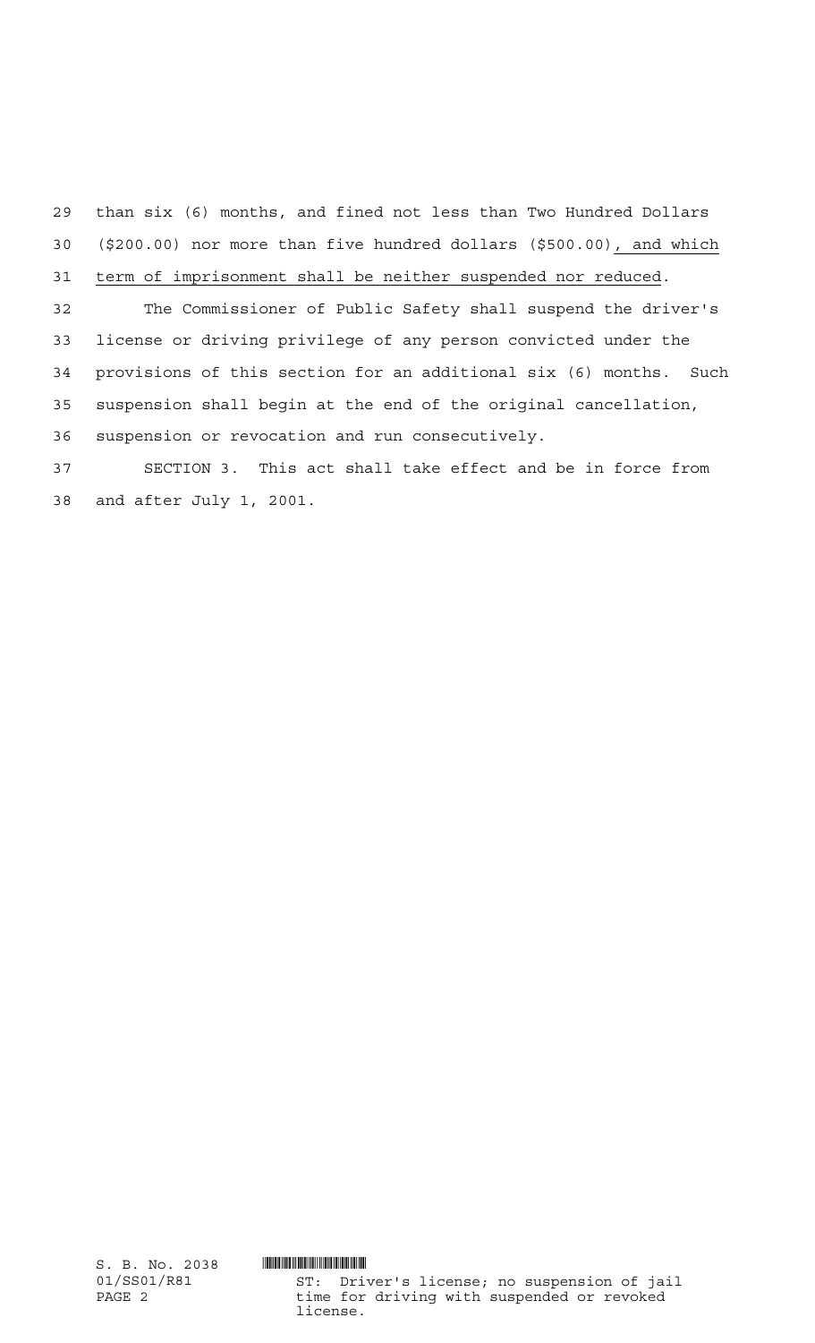than six (6) months, and fined not less than Two Hundred Dollars ($200.00) nor more than five hundred dollars ($500.00), and which term of imprisonment shall be neither suspended nor reduced.

The Commissioner of Public Safety shall suspend the driver's license or driving privilege of any person convicted under the provisions of this section for an additional six (6) months. Such suspension shall begin at the end of the original cancellation, suspension or revocation and run consecutively.

SECTION 3. This act shall take effect and be in force from and after July 1, 2001.

ST: Driver's license; no suspension of jail time for driving with suspended or revoked license.